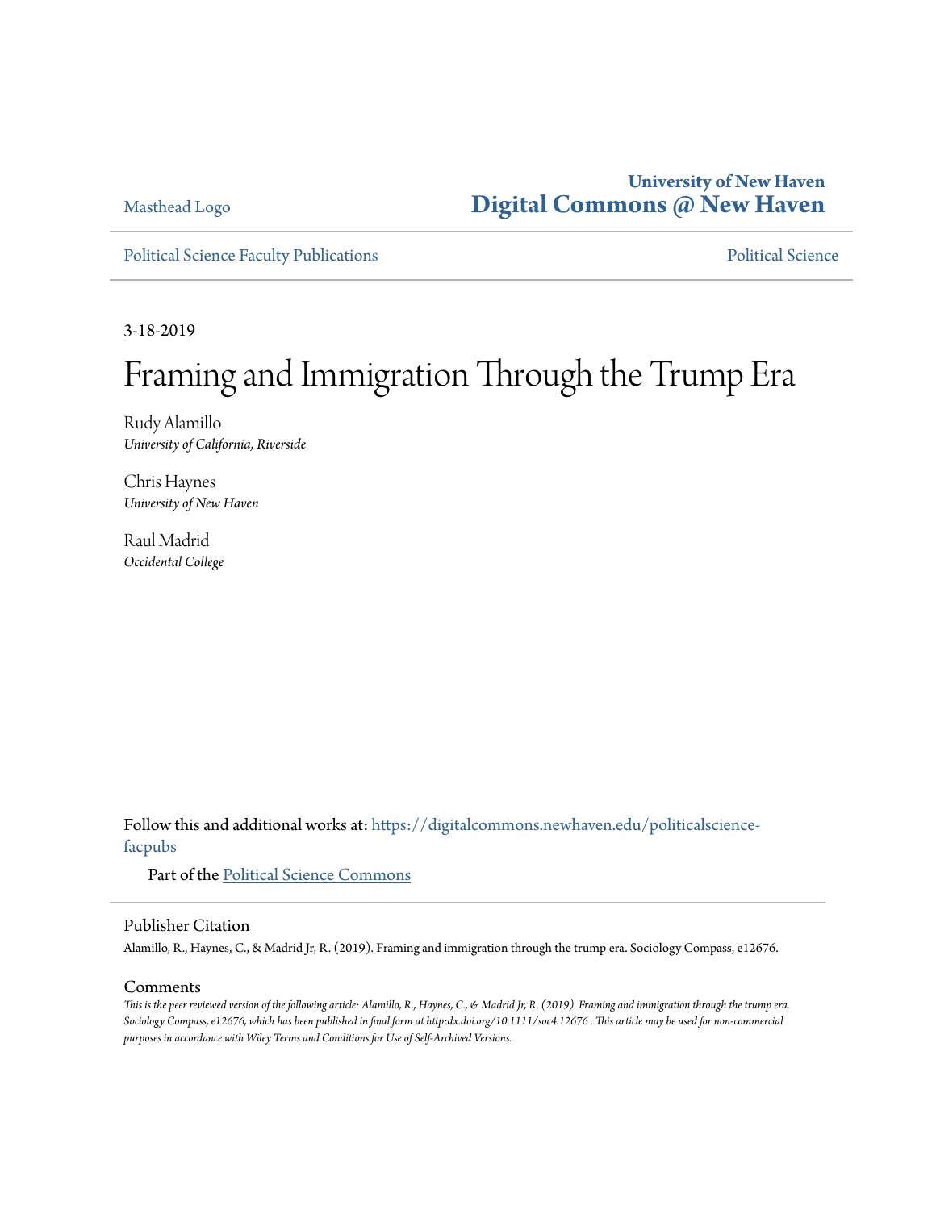Masthead Logo

**University of New Haven**
**Digital Commons @ New Haven**

Political Science Faculty Publications

Political Science

3-18-2019

# Framing and Immigration Through the Trump Era

Rudy Alamillo
*University of California, Riverside*

Chris Haynes
*University of New Haven*

Raul Madrid
*Occidental College*

Follow this and additional works at: https://digitalcommons.newhaven.edu/politicalscience-facpubs

Part of the Political Science Commons

## Publisher Citation

Alamillo, R., Haynes, C., & Madrid Jr, R. (2019). Framing and immigration through the trump era. Sociology Compass, e12676.

## Comments

*This is the peer reviewed version of the following article: Alamillo, R., Haynes, C., & Madrid Jr, R. (2019). Framing and immigration through the trump era. Sociology Compass, e12676, which has been published in final form at http:dx.doi.org/10.1111/soc4.12676 . This article may be used for non-commercial purposes in accordance with Wiley Terms and Conditions for Use of Self-Archived Versions.*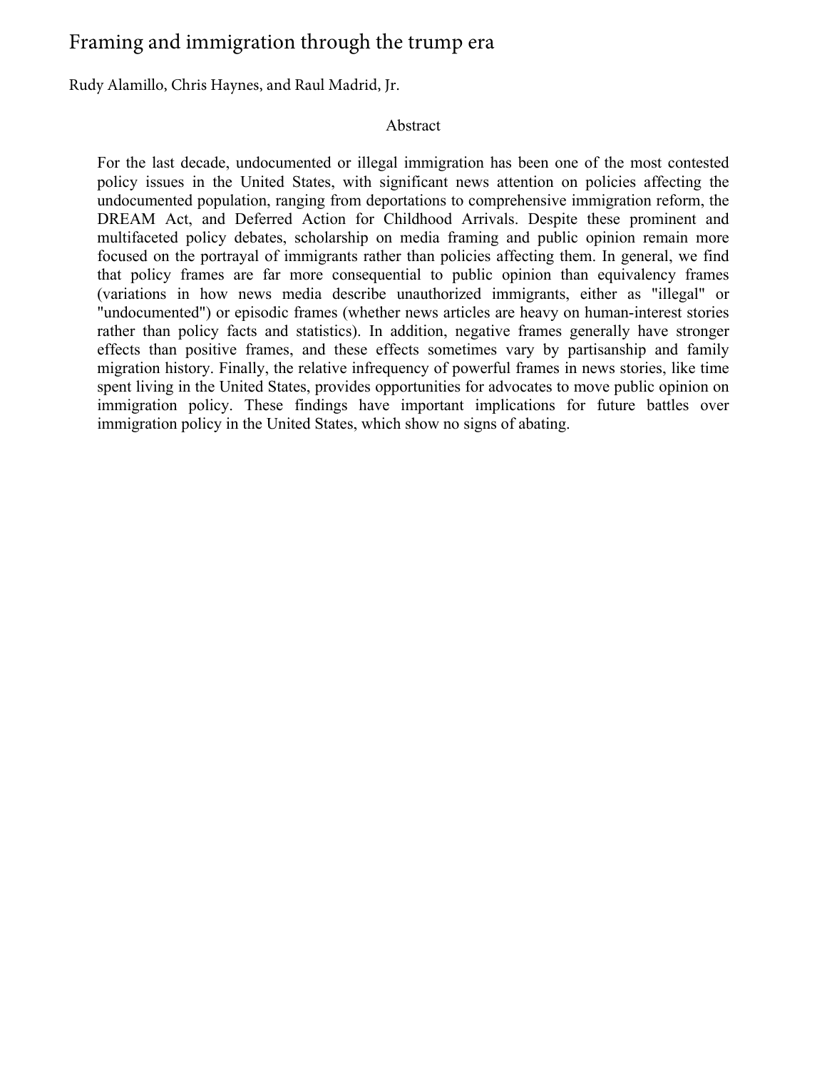# Framing and immigration through the trump era

Rudy Alamillo, Chris Haynes, and Raul Madrid, Jr.

## Abstract

For the last decade, undocumented or illegal immigration has been one of the most contested policy issues in the United States, with significant news attention on policies affecting the undocumented population, ranging from deportations to comprehensive immigration reform, the DREAM Act, and Deferred Action for Childhood Arrivals. Despite these prominent and multifaceted policy debates, scholarship on media framing and public opinion remain more focused on the portrayal of immigrants rather than policies affecting them. In general, we find that policy frames are far more consequential to public opinion than equivalency frames (variations in how news media describe unauthorized immigrants, either as "illegal" or "undocumented") or episodic frames (whether news articles are heavy on human-interest stories rather than policy facts and statistics). In addition, negative frames generally have stronger effects than positive frames, and these effects sometimes vary by partisanship and family migration history. Finally, the relative infrequency of powerful frames in news stories, like time spent living in the United States, provides opportunities for advocates to move public opinion on immigration policy. These findings have important implications for future battles over immigration policy in the United States, which show no signs of abating.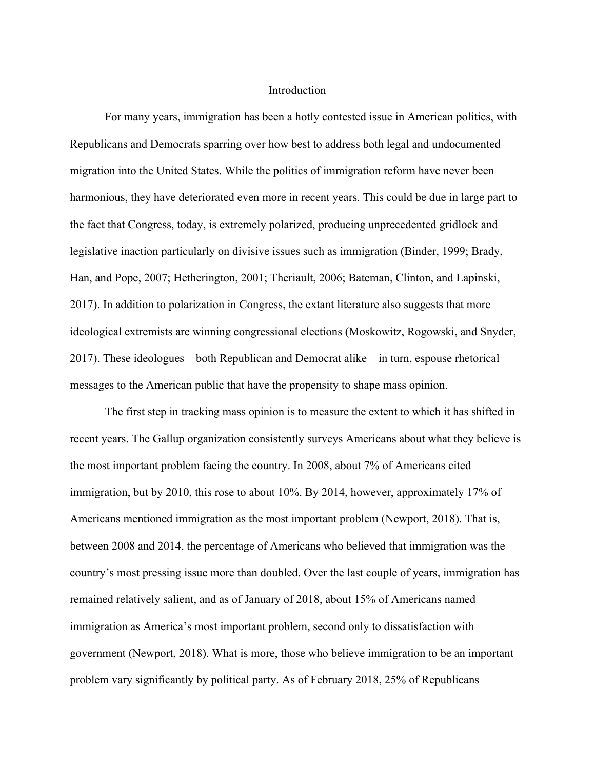# Introduction

For many years, immigration has been a hotly contested issue in American politics, with Republicans and Democrats sparring over how best to address both legal and undocumented migration into the United States. While the politics of immigration reform have never been harmonious, they have deteriorated even more in recent years. This could be due in large part to the fact that Congress, today, is extremely polarized, producing unprecedented gridlock and legislative inaction particularly on divisive issues such as immigration (Binder, 1999; Brady, Han, and Pope, 2007; Hetherington, 2001; Theriault, 2006; Bateman, Clinton, and Lapinski, 2017). In addition to polarization in Congress, the extant literature also suggests that more ideological extremists are winning congressional elections (Moskowitz, Rogowski, and Snyder, 2017). These ideologues – both Republican and Democrat alike – in turn, espouse rhetorical messages to the American public that have the propensity to shape mass opinion.

The first step in tracking mass opinion is to measure the extent to which it has shifted in recent years. The Gallup organization consistently surveys Americans about what they believe is the most important problem facing the country. In 2008, about 7% of Americans cited immigration, but by 2010, this rose to about 10%. By 2014, however, approximately 17% of Americans mentioned immigration as the most important problem (Newport, 2018). That is, between 2008 and 2014, the percentage of Americans who believed that immigration was the country's most pressing issue more than doubled. Over the last couple of years, immigration has remained relatively salient, and as of January of 2018, about 15% of Americans named immigration as America's most important problem, second only to dissatisfaction with government (Newport, 2018). What is more, those who believe immigration to be an important problem vary significantly by political party. As of February 2018, 25% of Republicans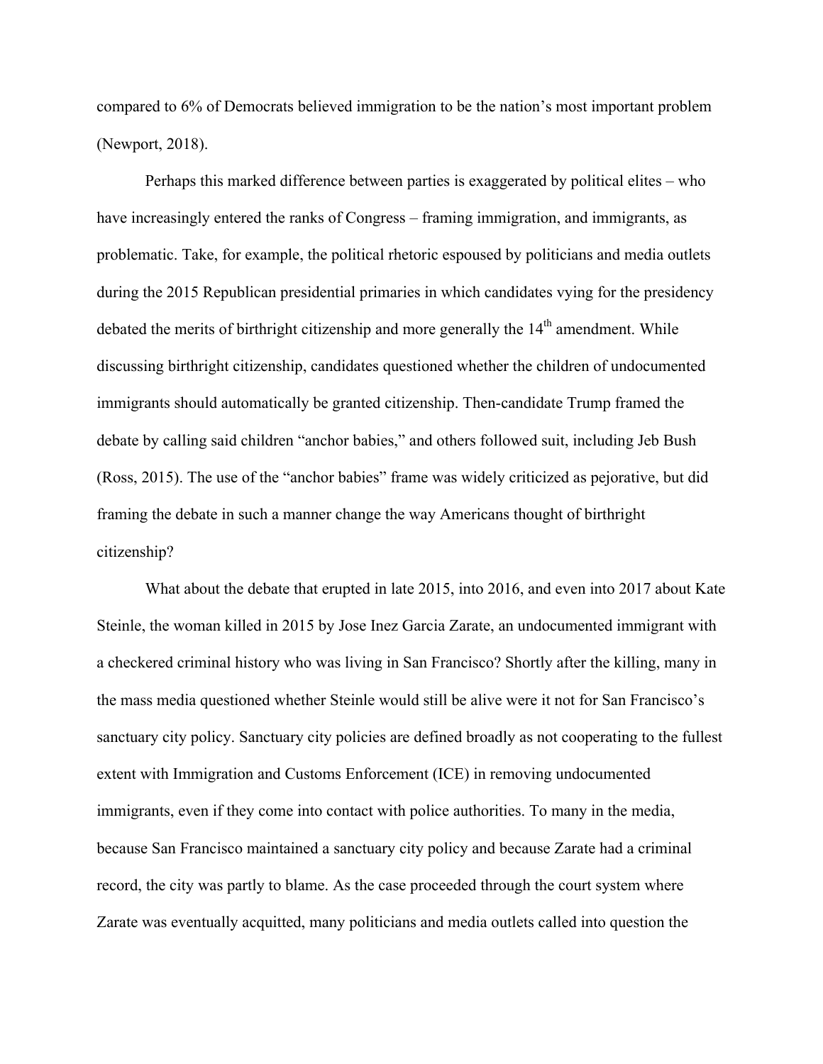compared to 6% of Democrats believed immigration to be the nation's most important problem (Newport, 2018).

Perhaps this marked difference between parties is exaggerated by political elites – who have increasingly entered the ranks of Congress – framing immigration, and immigrants, as problematic. Take, for example, the political rhetoric espoused by politicians and media outlets during the 2015 Republican presidential primaries in which candidates vying for the presidency debated the merits of birthright citizenship and more generally the 14th amendment. While discussing birthright citizenship, candidates questioned whether the children of undocumented immigrants should automatically be granted citizenship. Then-candidate Trump framed the debate by calling said children "anchor babies," and others followed suit, including Jeb Bush (Ross, 2015). The use of the "anchor babies" frame was widely criticized as pejorative, but did framing the debate in such a manner change the way Americans thought of birthright citizenship?

What about the debate that erupted in late 2015, into 2016, and even into 2017 about Kate Steinle, the woman killed in 2015 by Jose Inez Garcia Zarate, an undocumented immigrant with a checkered criminal history who was living in San Francisco? Shortly after the killing, many in the mass media questioned whether Steinle would still be alive were it not for San Francisco's sanctuary city policy. Sanctuary city policies are defined broadly as not cooperating to the fullest extent with Immigration and Customs Enforcement (ICE) in removing undocumented immigrants, even if they come into contact with police authorities. To many in the media, because San Francisco maintained a sanctuary city policy and because Zarate had a criminal record, the city was partly to blame. As the case proceeded through the court system where Zarate was eventually acquitted, many politicians and media outlets called into question the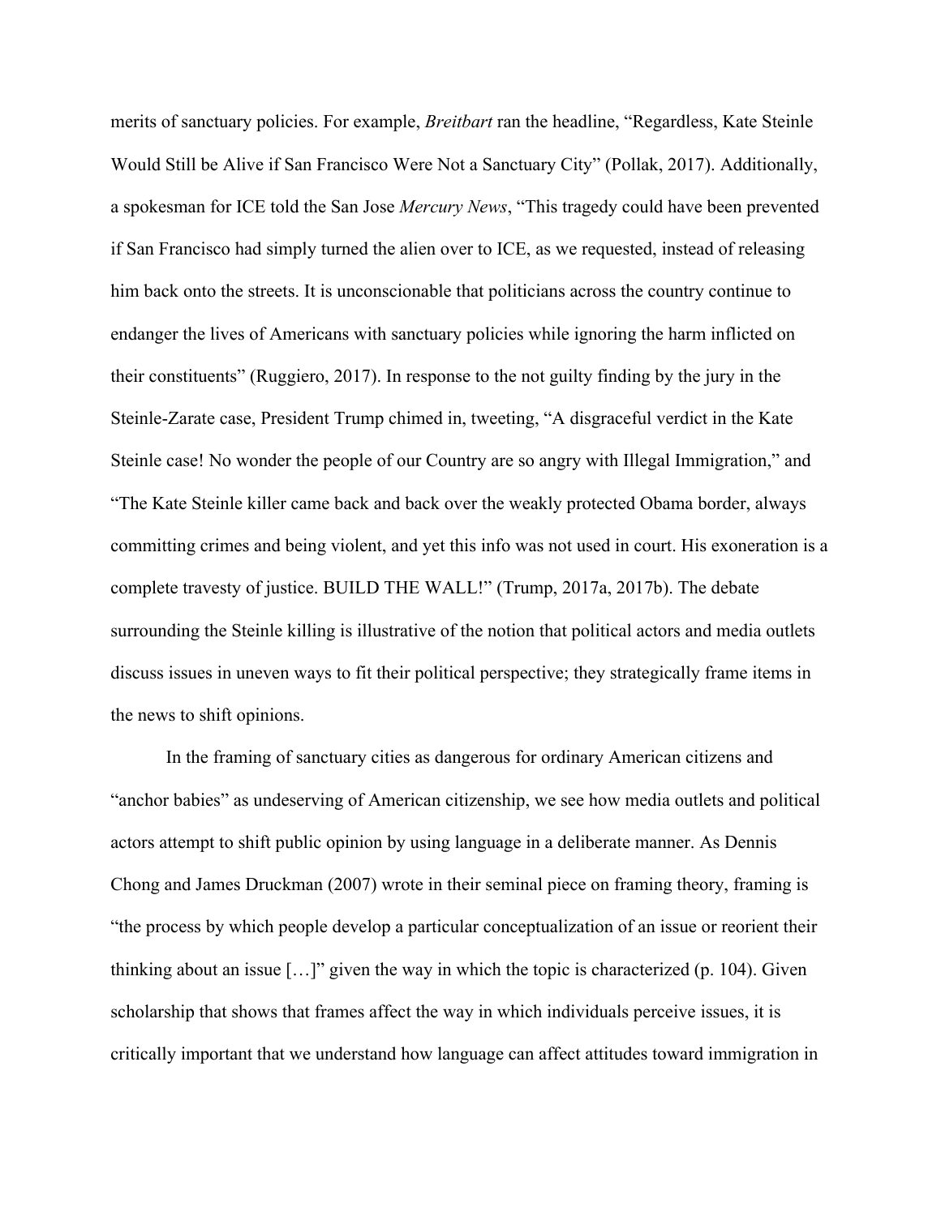merits of sanctuary policies. For example, *Breitbart* ran the headline, "Regardless, Kate Steinle Would Still be Alive if San Francisco Were Not a Sanctuary City" (Pollak, 2017). Additionally, a spokesman for ICE told the San Jose *Mercury News*, "This tragedy could have been prevented if San Francisco had simply turned the alien over to ICE, as we requested, instead of releasing him back onto the streets. It is unconscionable that politicians across the country continue to endanger the lives of Americans with sanctuary policies while ignoring the harm inflicted on their constituents" (Ruggiero, 2017). In response to the not guilty finding by the jury in the Steinle-Zarate case, President Trump chimed in, tweeting, "A disgraceful verdict in the Kate Steinle case! No wonder the people of our Country are so angry with Illegal Immigration," and "The Kate Steinle killer came back and back over the weakly protected Obama border, always committing crimes and being violent, and yet this info was not used in court. His exoneration is a complete travesty of justice. BUILD THE WALL!" (Trump, 2017a, 2017b). The debate surrounding the Steinle killing is illustrative of the notion that political actors and media outlets discuss issues in uneven ways to fit their political perspective; they strategically frame items in the news to shift opinions.

In the framing of sanctuary cities as dangerous for ordinary American citizens and "anchor babies" as undeserving of American citizenship, we see how media outlets and political actors attempt to shift public opinion by using language in a deliberate manner. As Dennis Chong and James Druckman (2007) wrote in their seminal piece on framing theory, framing is "the process by which people develop a particular conceptualization of an issue or reorient their thinking about an issue […]" given the way in which the topic is characterized (p. 104). Given scholarship that shows that frames affect the way in which individuals perceive issues, it is critically important that we understand how language can affect attitudes toward immigration in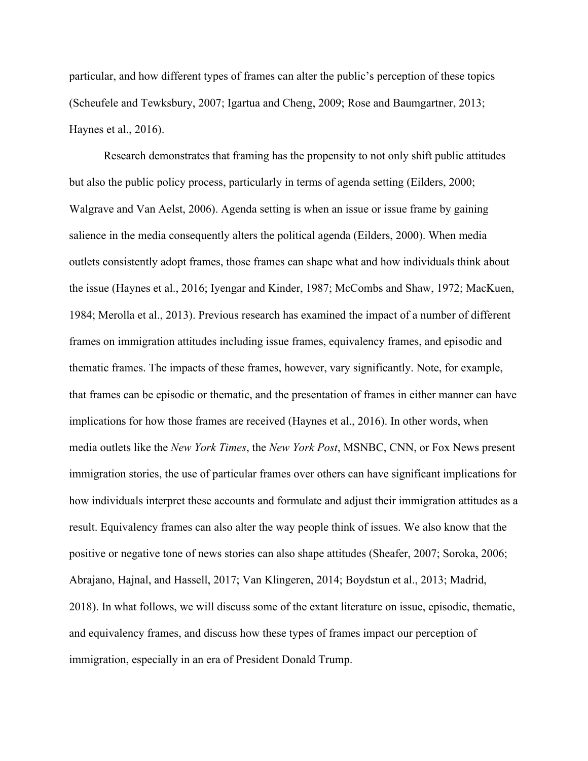particular, and how different types of frames can alter the public's perception of these topics (Scheufele and Tewksbury, 2007; Igartua and Cheng, 2009; Rose and Baumgartner, 2013; Haynes et al., 2016).

Research demonstrates that framing has the propensity to not only shift public attitudes but also the public policy process, particularly in terms of agenda setting (Eilders, 2000; Walgrave and Van Aelst, 2006). Agenda setting is when an issue or issue frame by gaining salience in the media consequently alters the political agenda (Eilders, 2000). When media outlets consistently adopt frames, those frames can shape what and how individuals think about the issue (Haynes et al., 2016; Iyengar and Kinder, 1987; McCombs and Shaw, 1972; MacKuen, 1984; Merolla et al., 2013). Previous research has examined the impact of a number of different frames on immigration attitudes including issue frames, equivalency frames, and episodic and thematic frames. The impacts of these frames, however, vary significantly. Note, for example, that frames can be episodic or thematic, and the presentation of frames in either manner can have implications for how those frames are received (Haynes et al., 2016). In other words, when media outlets like the *New York Times*, the *New York Post*, MSNBC, CNN, or Fox News present immigration stories, the use of particular frames over others can have significant implications for how individuals interpret these accounts and formulate and adjust their immigration attitudes as a result. Equivalency frames can also alter the way people think of issues. We also know that the positive or negative tone of news stories can also shape attitudes (Sheafer, 2007; Soroka, 2006; Abrajano, Hajnal, and Hassell, 2017; Van Klingeren, 2014; Boydstun et al., 2013; Madrid, 2018). In what follows, we will discuss some of the extant literature on issue, episodic, thematic, and equivalency frames, and discuss how these types of frames impact our perception of immigration, especially in an era of President Donald Trump.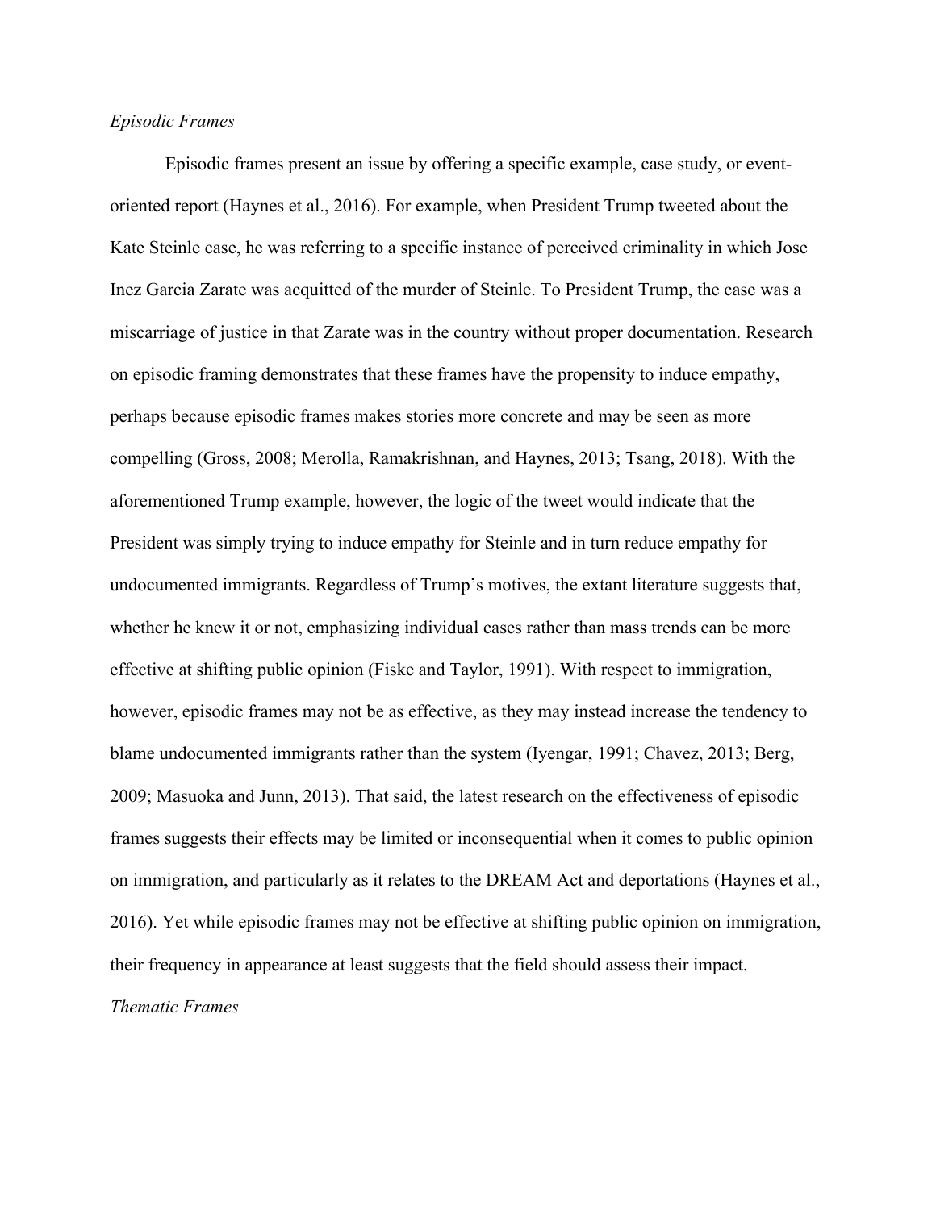*Episodic Frames*

Episodic frames present an issue by offering a specific example, case study, or event-oriented report (Haynes et al., 2016). For example, when President Trump tweeted about the Kate Steinle case, he was referring to a specific instance of perceived criminality in which Jose Inez Garcia Zarate was acquitted of the murder of Steinle. To President Trump, the case was a miscarriage of justice in that Zarate was in the country without proper documentation. Research on episodic framing demonstrates that these frames have the propensity to induce empathy, perhaps because episodic frames makes stories more concrete and may be seen as more compelling (Gross, 2008; Merolla, Ramakrishnan, and Haynes, 2013; Tsang, 2018). With the aforementioned Trump example, however, the logic of the tweet would indicate that the President was simply trying to induce empathy for Steinle and in turn reduce empathy for undocumented immigrants. Regardless of Trump's motives, the extant literature suggests that, whether he knew it or not, emphasizing individual cases rather than mass trends can be more effective at shifting public opinion (Fiske and Taylor, 1991). With respect to immigration, however, episodic frames may not be as effective, as they may instead increase the tendency to blame undocumented immigrants rather than the system (Iyengar, 1991; Chavez, 2013; Berg, 2009; Masuoka and Junn, 2013). That said, the latest research on the effectiveness of episodic frames suggests their effects may be limited or inconsequential when it comes to public opinion on immigration, and particularly as it relates to the DREAM Act and deportations (Haynes et al., 2016). Yet while episodic frames may not be effective at shifting public opinion on immigration, their frequency in appearance at least suggests that the field should assess their impact.

*Thematic Frames*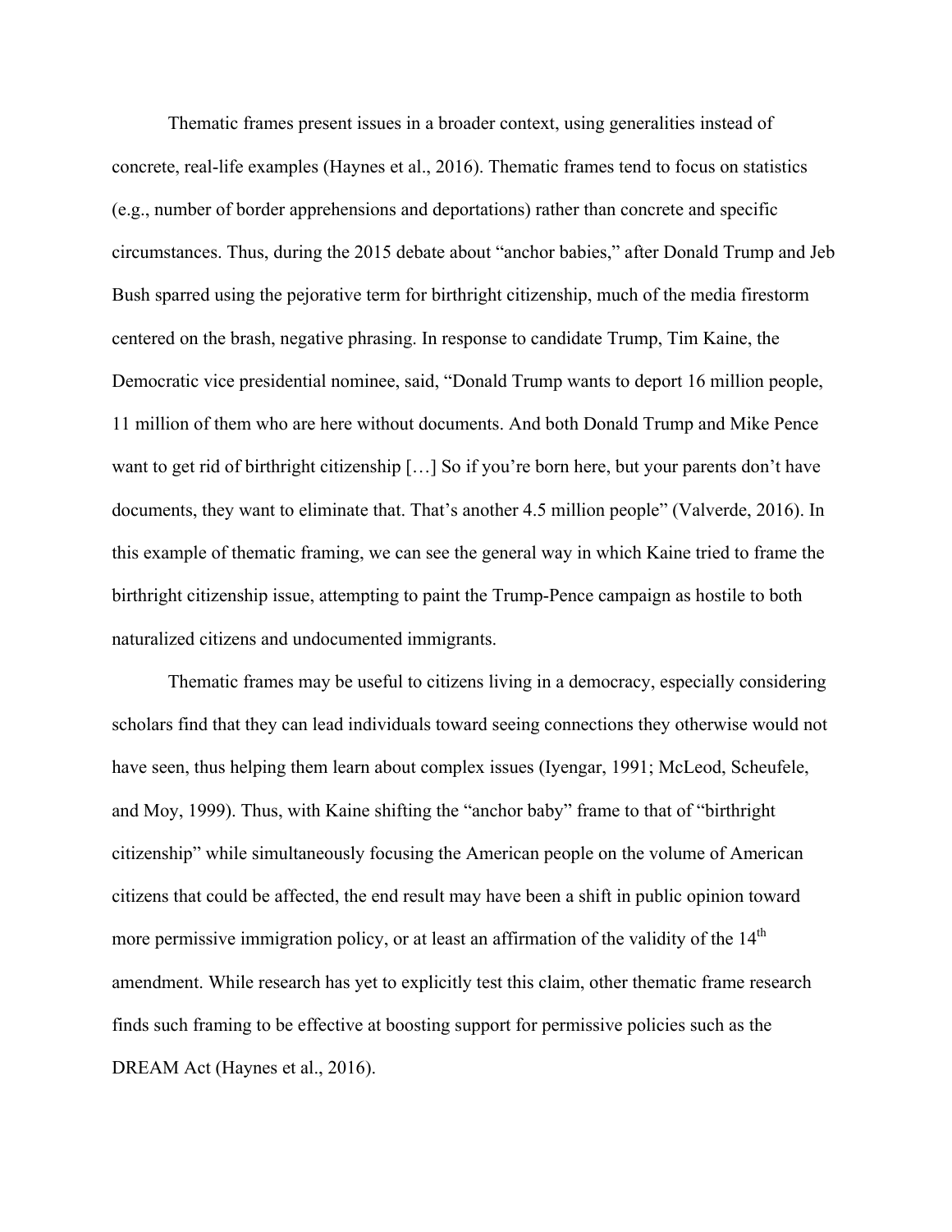Thematic frames present issues in a broader context, using generalities instead of concrete, real-life examples (Haynes et al., 2016). Thematic frames tend to focus on statistics (e.g., number of border apprehensions and deportations) rather than concrete and specific circumstances. Thus, during the 2015 debate about "anchor babies," after Donald Trump and Jeb Bush sparred using the pejorative term for birthright citizenship, much of the media firestorm centered on the brash, negative phrasing. In response to candidate Trump, Tim Kaine, the Democratic vice presidential nominee, said, "Donald Trump wants to deport 16 million people, 11 million of them who are here without documents. And both Donald Trump and Mike Pence want to get rid of birthright citizenship […] So if you're born here, but your parents don't have documents, they want to eliminate that. That's another 4.5 million people" (Valverde, 2016). In this example of thematic framing, we can see the general way in which Kaine tried to frame the birthright citizenship issue, attempting to paint the Trump-Pence campaign as hostile to both naturalized citizens and undocumented immigrants.

Thematic frames may be useful to citizens living in a democracy, especially considering scholars find that they can lead individuals toward seeing connections they otherwise would not have seen, thus helping them learn about complex issues (Iyengar, 1991; McLeod, Scheufele, and Moy, 1999). Thus, with Kaine shifting the "anchor baby" frame to that of "birthright citizenship" while simultaneously focusing the American people on the volume of American citizens that could be affected, the end result may have been a shift in public opinion toward more permissive immigration policy, or at least an affirmation of the validity of the 14th amendment. While research has yet to explicitly test this claim, other thematic frame research finds such framing to be effective at boosting support for permissive policies such as the DREAM Act (Haynes et al., 2016).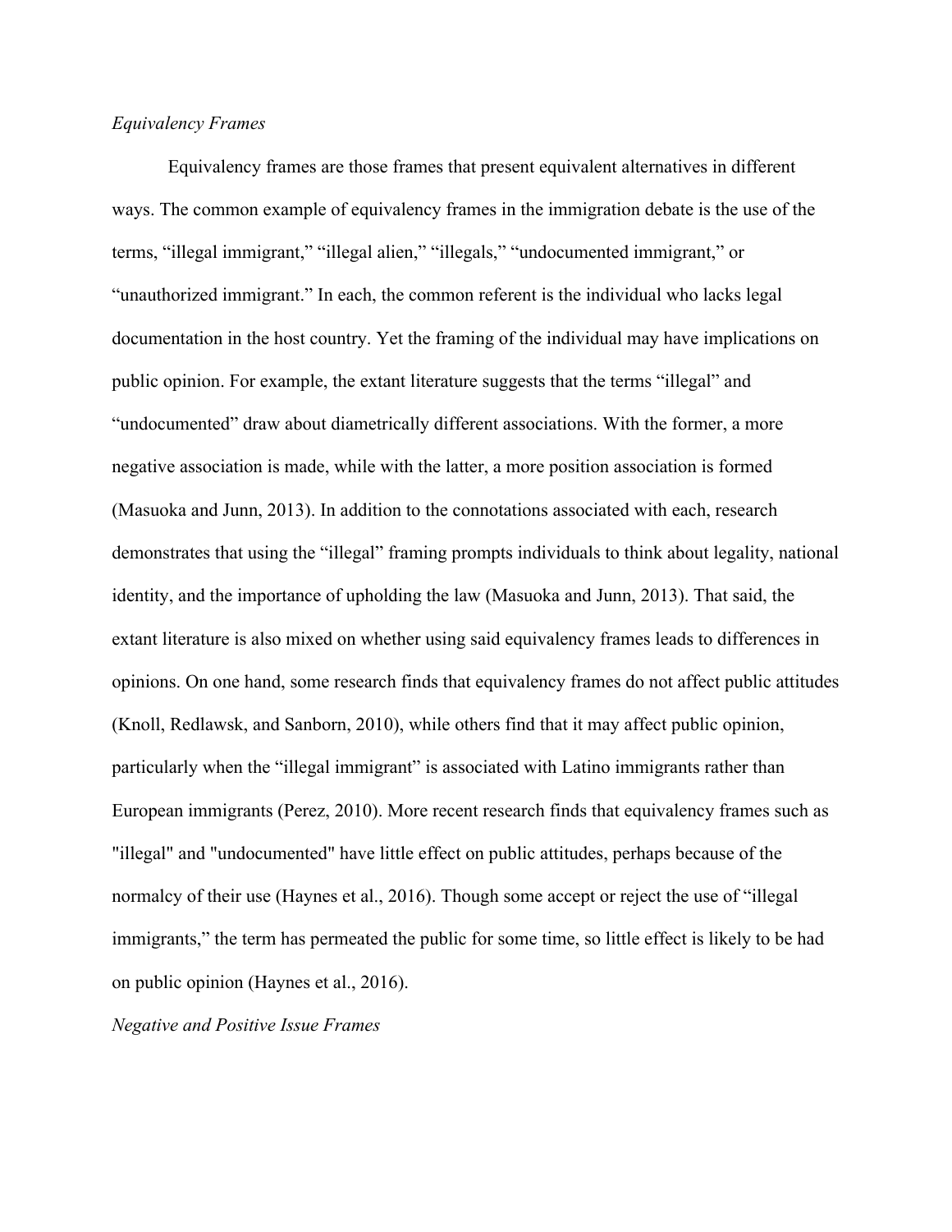*Equivalency Frames*

Equivalency frames are those frames that present equivalent alternatives in different ways. The common example of equivalency frames in the immigration debate is the use of the terms, “illegal immigrant,” “illegal alien,” “illegals,” “undocumented immigrant,” or “unauthorized immigrant.” In each, the common referent is the individual who lacks legal documentation in the host country. Yet the framing of the individual may have implications on public opinion. For example, the extant literature suggests that the terms “illegal” and “undocumented” draw about diametrically different associations. With the former, a more negative association is made, while with the latter, a more position association is formed (Masuoka and Junn, 2013). In addition to the connotations associated with each, research demonstrates that using the “illegal” framing prompts individuals to think about legality, national identity, and the importance of upholding the law (Masuoka and Junn, 2013). That said, the extant literature is also mixed on whether using said equivalency frames leads to differences in opinions. On one hand, some research finds that equivalency frames do not affect public attitudes (Knoll, Redlawsk, and Sanborn, 2010), while others find that it may affect public opinion, particularly when the “illegal immigrant” is associated with Latino immigrants rather than European immigrants (Perez, 2010). More recent research finds that equivalency frames such as "illegal" and "undocumented" have little effect on public attitudes, perhaps because of the normalcy of their use (Haynes et al., 2016). Though some accept or reject the use of “illegal immigrants,” the term has permeated the public for some time, so little effect is likely to be had on public opinion (Haynes et al., 2016).

*Negative and Positive Issue Frames*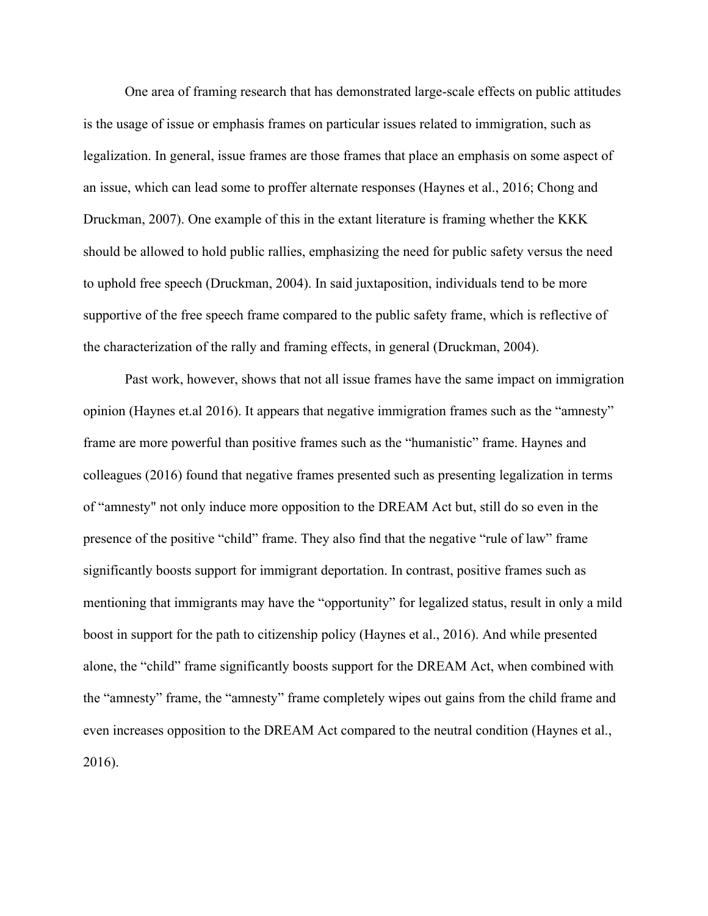One area of framing research that has demonstrated large-scale effects on public attitudes is the usage of issue or emphasis frames on particular issues related to immigration, such as legalization. In general, issue frames are those frames that place an emphasis on some aspect of an issue, which can lead some to proffer alternate responses (Haynes et al., 2016; Chong and Druckman, 2007). One example of this in the extant literature is framing whether the KKK should be allowed to hold public rallies, emphasizing the need for public safety versus the need to uphold free speech (Druckman, 2004). In said juxtaposition, individuals tend to be more supportive of the free speech frame compared to the public safety frame, which is reflective of the characterization of the rally and framing effects, in general (Druckman, 2004).

Past work, however, shows that not all issue frames have the same impact on immigration opinion (Haynes et.al 2016). It appears that negative immigration frames such as the "amnesty" frame are more powerful than positive frames such as the "humanistic" frame. Haynes and colleagues (2016) found that negative frames presented such as presenting legalization in terms of "amnesty" not only induce more opposition to the DREAM Act but, still do so even in the presence of the positive "child" frame. They also find that the negative "rule of law" frame significantly boosts support for immigrant deportation. In contrast, positive frames such as mentioning that immigrants may have the "opportunity" for legalized status, result in only a mild boost in support for the path to citizenship policy (Haynes et al., 2016). And while presented alone, the "child" frame significantly boosts support for the DREAM Act, when combined with the "amnesty" frame, the "amnesty" frame completely wipes out gains from the child frame and even increases opposition to the DREAM Act compared to the neutral condition (Haynes et al., 2016).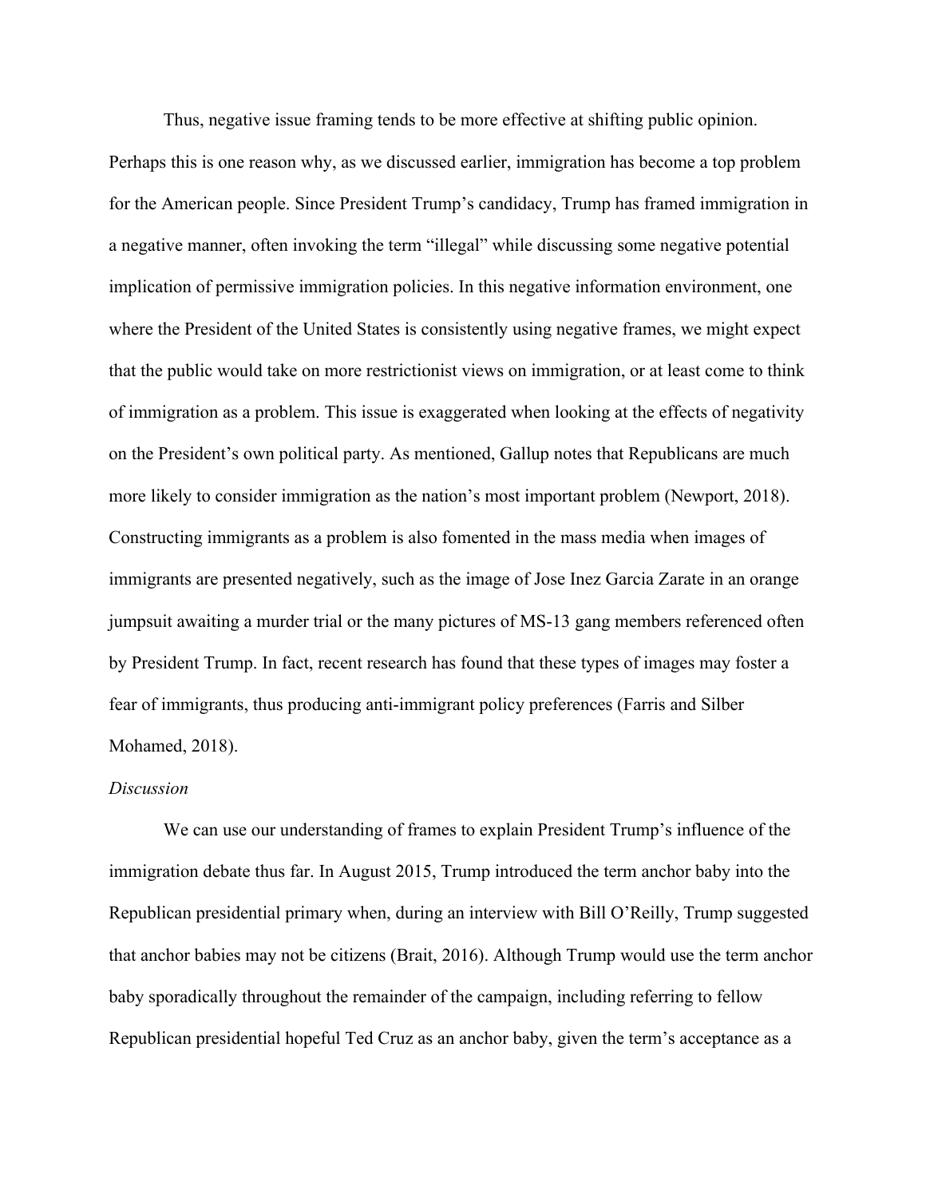Thus, negative issue framing tends to be more effective at shifting public opinion. Perhaps this is one reason why, as we discussed earlier, immigration has become a top problem for the American people. Since President Trump's candidacy, Trump has framed immigration in a negative manner, often invoking the term "illegal" while discussing some negative potential implication of permissive immigration policies. In this negative information environment, one where the President of the United States is consistently using negative frames, we might expect that the public would take on more restrictionist views on immigration, or at least come to think of immigration as a problem. This issue is exaggerated when looking at the effects of negativity on the President's own political party. As mentioned, Gallup notes that Republicans are much more likely to consider immigration as the nation's most important problem (Newport, 2018). Constructing immigrants as a problem is also fomented in the mass media when images of immigrants are presented negatively, such as the image of Jose Inez Garcia Zarate in an orange jumpsuit awaiting a murder trial or the many pictures of MS-13 gang members referenced often by President Trump. In fact, recent research has found that these types of images may foster a fear of immigrants, thus producing anti-immigrant policy preferences (Farris and Silber Mohamed, 2018).

*Discussion*

We can use our understanding of frames to explain President Trump's influence of the immigration debate thus far. In August 2015, Trump introduced the term anchor baby into the Republican presidential primary when, during an interview with Bill O'Reilly, Trump suggested that anchor babies may not be citizens (Brait, 2016). Although Trump would use the term anchor baby sporadically throughout the remainder of the campaign, including referring to fellow Republican presidential hopeful Ted Cruz as an anchor baby, given the term's acceptance as a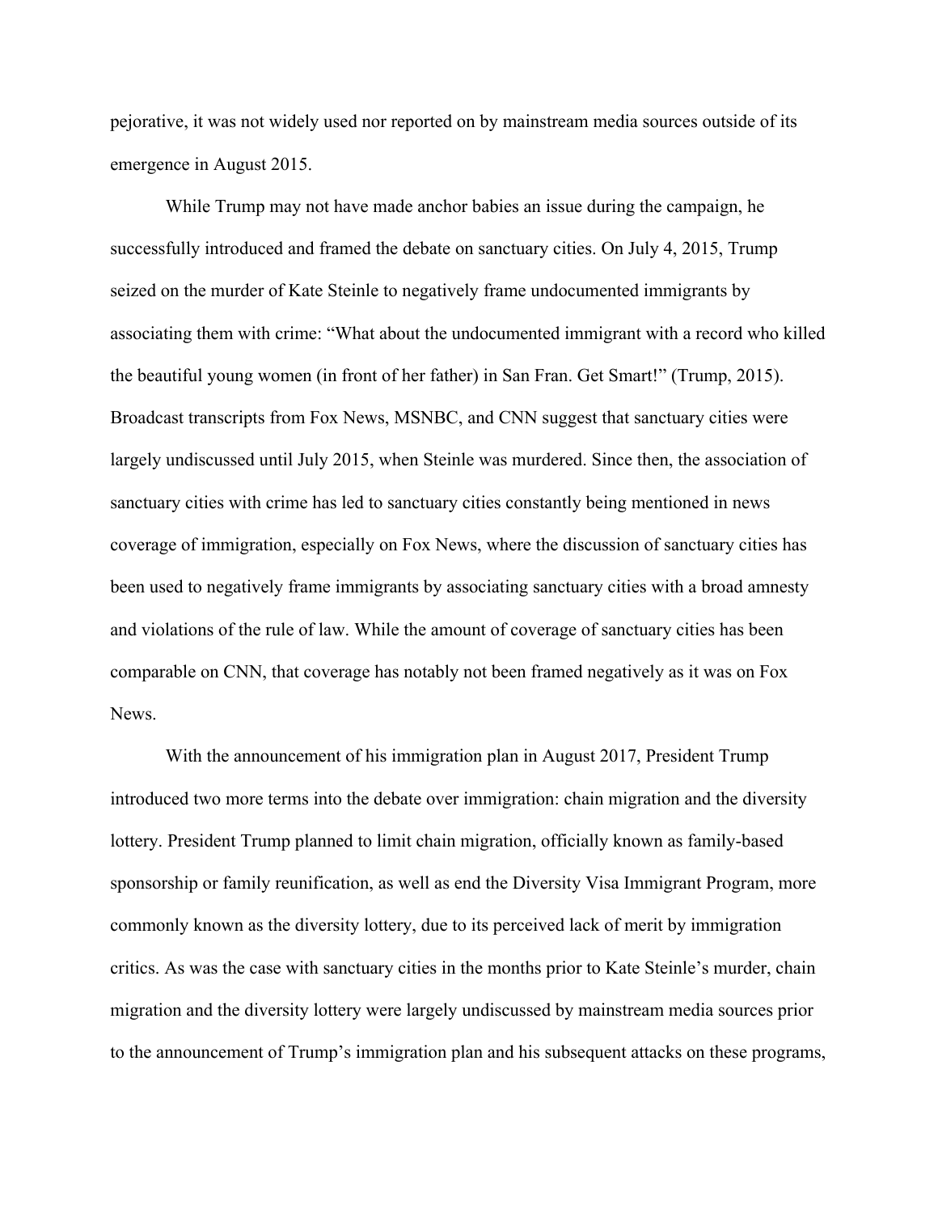pejorative, it was not widely used nor reported on by mainstream media sources outside of its emergence in August 2015.

While Trump may not have made anchor babies an issue during the campaign, he successfully introduced and framed the debate on sanctuary cities. On July 4, 2015, Trump seized on the murder of Kate Steinle to negatively frame undocumented immigrants by associating them with crime: "What about the undocumented immigrant with a record who killed the beautiful young women (in front of her father) in San Fran. Get Smart!" (Trump, 2015). Broadcast transcripts from Fox News, MSNBC, and CNN suggest that sanctuary cities were largely undiscussed until July 2015, when Steinle was murdered. Since then, the association of sanctuary cities with crime has led to sanctuary cities constantly being mentioned in news coverage of immigration, especially on Fox News, where the discussion of sanctuary cities has been used to negatively frame immigrants by associating sanctuary cities with a broad amnesty and violations of the rule of law. While the amount of coverage of sanctuary cities has been comparable on CNN, that coverage has notably not been framed negatively as it was on Fox News.

With the announcement of his immigration plan in August 2017, President Trump introduced two more terms into the debate over immigration: chain migration and the diversity lottery. President Trump planned to limit chain migration, officially known as family-based sponsorship or family reunification, as well as end the Diversity Visa Immigrant Program, more commonly known as the diversity lottery, due to its perceived lack of merit by immigration critics. As was the case with sanctuary cities in the months prior to Kate Steinle's murder, chain migration and the diversity lottery were largely undiscussed by mainstream media sources prior to the announcement of Trump's immigration plan and his subsequent attacks on these programs,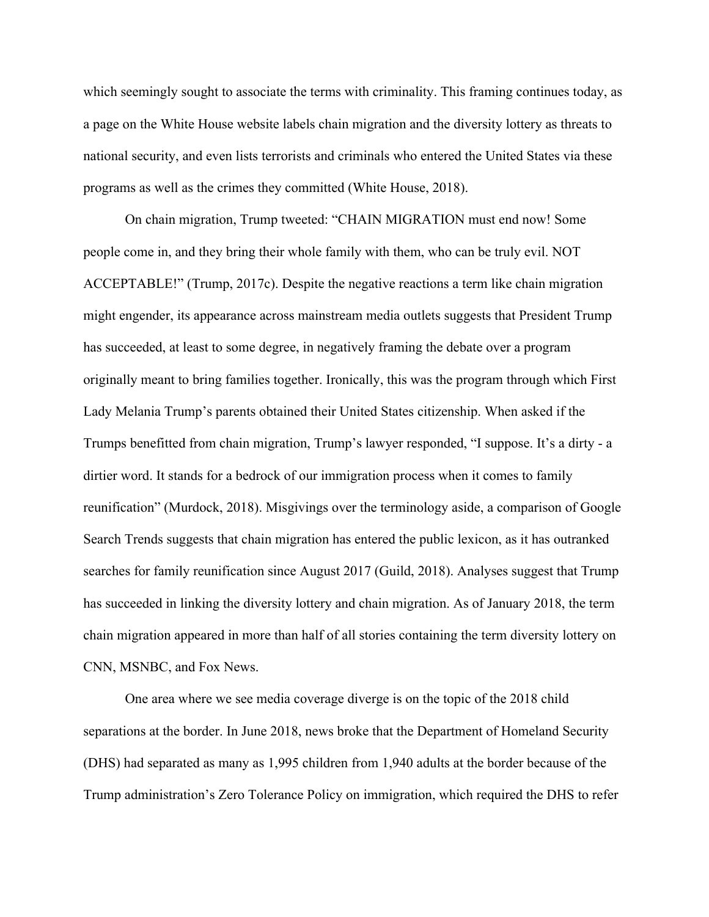which seemingly sought to associate the terms with criminality. This framing continues today, as a page on the White House website labels chain migration and the diversity lottery as threats to national security, and even lists terrorists and criminals who entered the United States via these programs as well as the crimes they committed (White House, 2018).

On chain migration, Trump tweeted: "CHAIN MIGRATION must end now! Some people come in, and they bring their whole family with them, who can be truly evil. NOT ACCEPTABLE!" (Trump, 2017c). Despite the negative reactions a term like chain migration might engender, its appearance across mainstream media outlets suggests that President Trump has succeeded, at least to some degree, in negatively framing the debate over a program originally meant to bring families together. Ironically, this was the program through which First Lady Melania Trump's parents obtained their United States citizenship. When asked if the Trumps benefitted from chain migration, Trump's lawyer responded, "I suppose. It's a dirty - a dirtier word. It stands for a bedrock of our immigration process when it comes to family reunification" (Murdock, 2018). Misgivings over the terminology aside, a comparison of Google Search Trends suggests that chain migration has entered the public lexicon, as it has outranked searches for family reunification since August 2017 (Guild, 2018). Analyses suggest that Trump has succeeded in linking the diversity lottery and chain migration. As of January 2018, the term chain migration appeared in more than half of all stories containing the term diversity lottery on CNN, MSNBC, and Fox News.

One area where we see media coverage diverge is on the topic of the 2018 child separations at the border. In June 2018, news broke that the Department of Homeland Security (DHS) had separated as many as 1,995 children from 1,940 adults at the border because of the Trump administration's Zero Tolerance Policy on immigration, which required the DHS to refer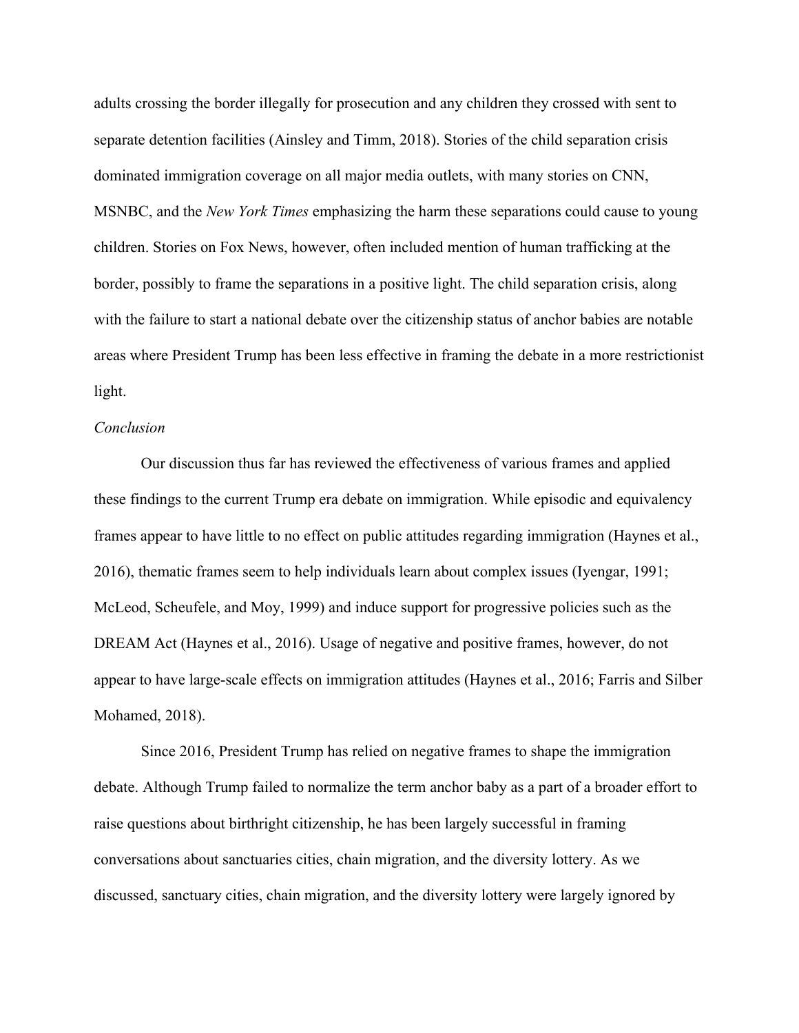adults crossing the border illegally for prosecution and any children they crossed with sent to separate detention facilities (Ainsley and Timm, 2018). Stories of the child separation crisis dominated immigration coverage on all major media outlets, with many stories on CNN, MSNBC, and the *New York Times* emphasizing the harm these separations could cause to young children. Stories on Fox News, however, often included mention of human trafficking at the border, possibly to frame the separations in a positive light. The child separation crisis, along with the failure to start a national debate over the citizenship status of anchor babies are notable areas where President Trump has been less effective in framing the debate in a more restrictionist light.

*Conclusion*

Our discussion thus far has reviewed the effectiveness of various frames and applied these findings to the current Trump era debate on immigration. While episodic and equivalency frames appear to have little to no effect on public attitudes regarding immigration (Haynes et al., 2016), thematic frames seem to help individuals learn about complex issues (Iyengar, 1991; McLeod, Scheufele, and Moy, 1999) and induce support for progressive policies such as the DREAM Act (Haynes et al., 2016). Usage of negative and positive frames, however, do not appear to have large-scale effects on immigration attitudes (Haynes et al., 2016; Farris and Silber Mohamed, 2018).

Since 2016, President Trump has relied on negative frames to shape the immigration debate. Although Trump failed to normalize the term anchor baby as a part of a broader effort to raise questions about birthright citizenship, he has been largely successful in framing conversations about sanctuaries cities, chain migration, and the diversity lottery. As we discussed, sanctuary cities, chain migration, and the diversity lottery were largely ignored by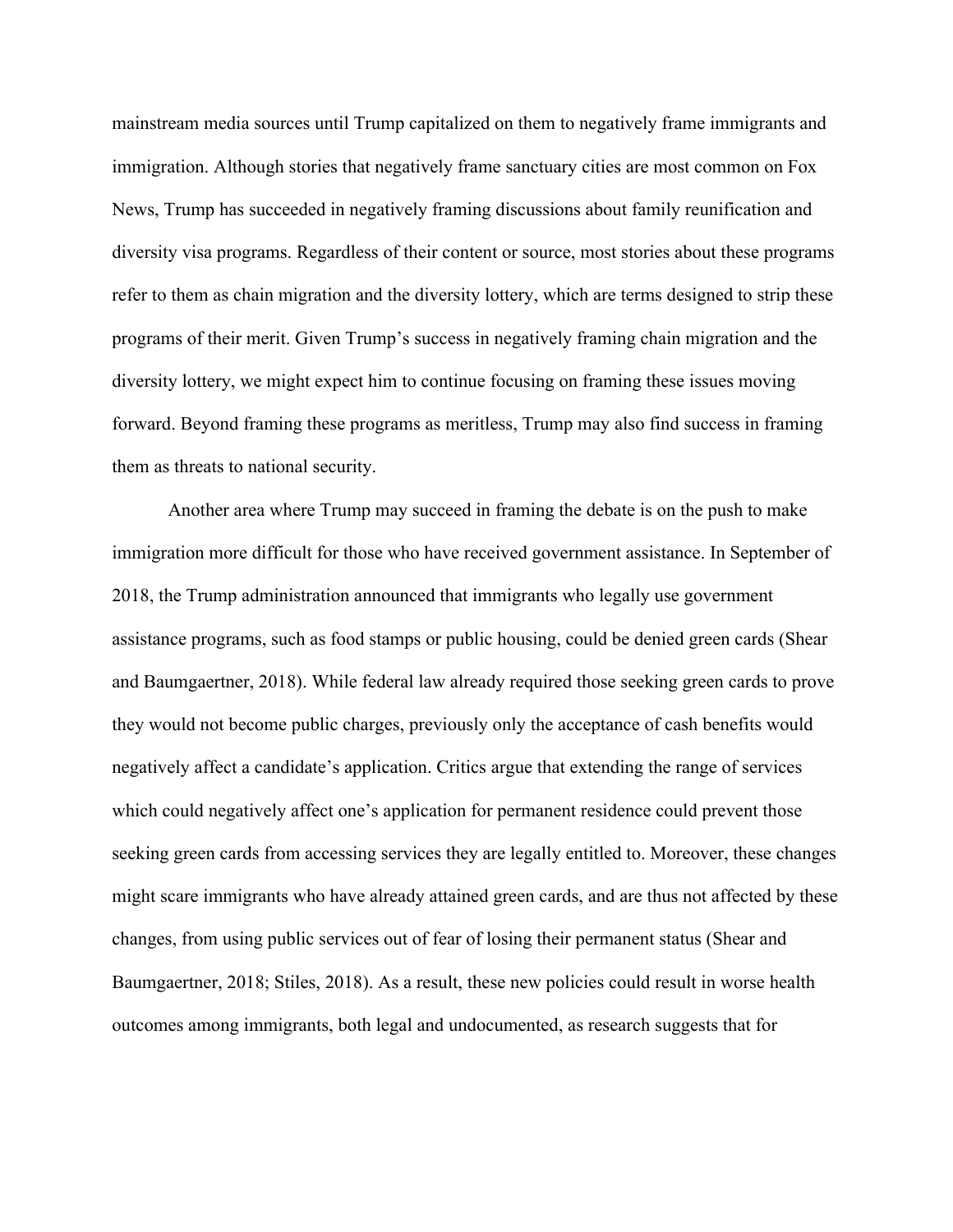mainstream media sources until Trump capitalized on them to negatively frame immigrants and immigration. Although stories that negatively frame sanctuary cities are most common on Fox News, Trump has succeeded in negatively framing discussions about family reunification and diversity visa programs. Regardless of their content or source, most stories about these programs refer to them as chain migration and the diversity lottery, which are terms designed to strip these programs of their merit. Given Trump's success in negatively framing chain migration and the diversity lottery, we might expect him to continue focusing on framing these issues moving forward. Beyond framing these programs as meritless, Trump may also find success in framing them as threats to national security.

Another area where Trump may succeed in framing the debate is on the push to make immigration more difficult for those who have received government assistance. In September of 2018, the Trump administration announced that immigrants who legally use government assistance programs, such as food stamps or public housing, could be denied green cards (Shear and Baumgaertner, 2018). While federal law already required those seeking green cards to prove they would not become public charges, previously only the acceptance of cash benefits would negatively affect a candidate's application. Critics argue that extending the range of services which could negatively affect one's application for permanent residence could prevent those seeking green cards from accessing services they are legally entitled to. Moreover, these changes might scare immigrants who have already attained green cards, and are thus not affected by these changes, from using public services out of fear of losing their permanent status (Shear and Baumgaertner, 2018; Stiles, 2018). As a result, these new policies could result in worse health outcomes among immigrants, both legal and undocumented, as research suggests that for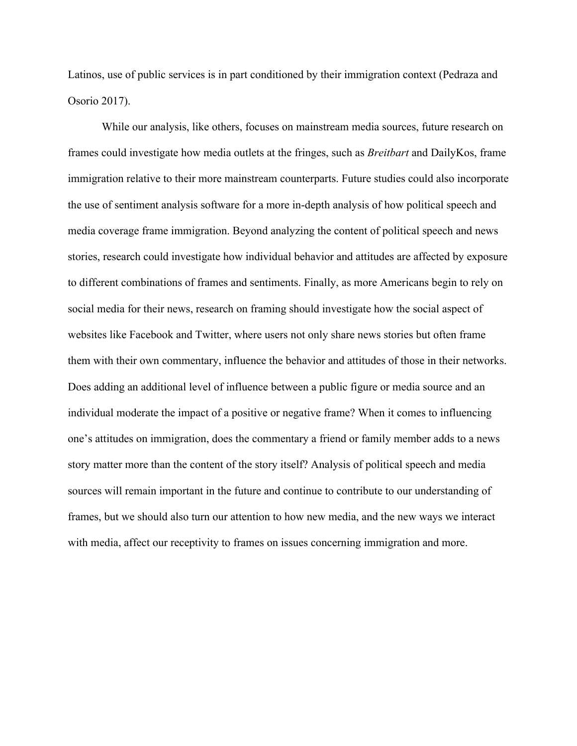Latinos, use of public services is in part conditioned by their immigration context (Pedraza and Osorio 2017).

While our analysis, like others, focuses on mainstream media sources, future research on frames could investigate how media outlets at the fringes, such as *Breitbart* and DailyKos, frame immigration relative to their more mainstream counterparts. Future studies could also incorporate the use of sentiment analysis software for a more in-depth analysis of how political speech and media coverage frame immigration. Beyond analyzing the content of political speech and news stories, research could investigate how individual behavior and attitudes are affected by exposure to different combinations of frames and sentiments. Finally, as more Americans begin to rely on social media for their news, research on framing should investigate how the social aspect of websites like Facebook and Twitter, where users not only share news stories but often frame them with their own commentary, influence the behavior and attitudes of those in their networks. Does adding an additional level of influence between a public figure or media source and an individual moderate the impact of a positive or negative frame? When it comes to influencing one's attitudes on immigration, does the commentary a friend or family member adds to a news story matter more than the content of the story itself? Analysis of political speech and media sources will remain important in the future and continue to contribute to our understanding of frames, but we should also turn our attention to how new media, and the new ways we interact with media, affect our receptivity to frames on issues concerning immigration and more.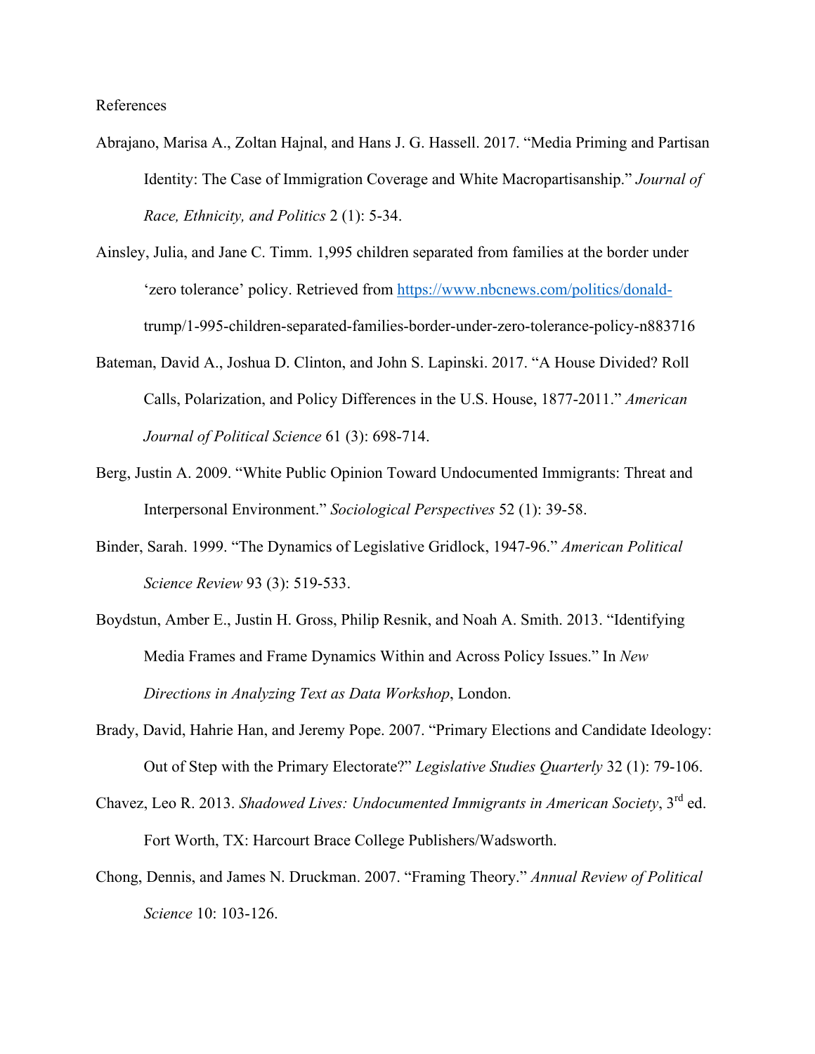References

Abrajano, Marisa A., Zoltan Hajnal, and Hans J. G. Hassell. 2017. "Media Priming and Partisan Identity: The Case of Immigration Coverage and White Macropartisanship." *Journal of Race, Ethnicity, and Politics* 2 (1): 5-34.

Ainsley, Julia, and Jane C. Timm. 1,995 children separated from families at the border under 'zero tolerance' policy. Retrieved from https://www.nbcnews.com/politics/donald-trump/1-995-children-separated-families-border-under-zero-tolerance-policy-n883716

Bateman, David A., Joshua D. Clinton, and John S. Lapinski. 2017. "A House Divided? Roll Calls, Polarization, and Policy Differences in the U.S. House, 1877-2011." *American Journal of Political Science* 61 (3): 698-714.

Berg, Justin A. 2009. "White Public Opinion Toward Undocumented Immigrants: Threat and Interpersonal Environment." *Sociological Perspectives* 52 (1): 39-58.

Binder, Sarah. 1999. "The Dynamics of Legislative Gridlock, 1947-96." *American Political Science Review* 93 (3): 519-533.

Boydstun, Amber E., Justin H. Gross, Philip Resnik, and Noah A. Smith. 2013. "Identifying Media Frames and Frame Dynamics Within and Across Policy Issues." In *New Directions in Analyzing Text as Data Workshop*, London.

Brady, David, Hahrie Han, and Jeremy Pope. 2007. "Primary Elections and Candidate Ideology: Out of Step with the Primary Electorate?" *Legislative Studies Quarterly* 32 (1): 79-106.

Chavez, Leo R. 2013. *Shadowed Lives: Undocumented Immigrants in American Society*, 3rd ed. Fort Worth, TX: Harcourt Brace College Publishers/Wadsworth.

Chong, Dennis, and James N. Druckman. 2007. "Framing Theory." *Annual Review of Political Science* 10: 103-126.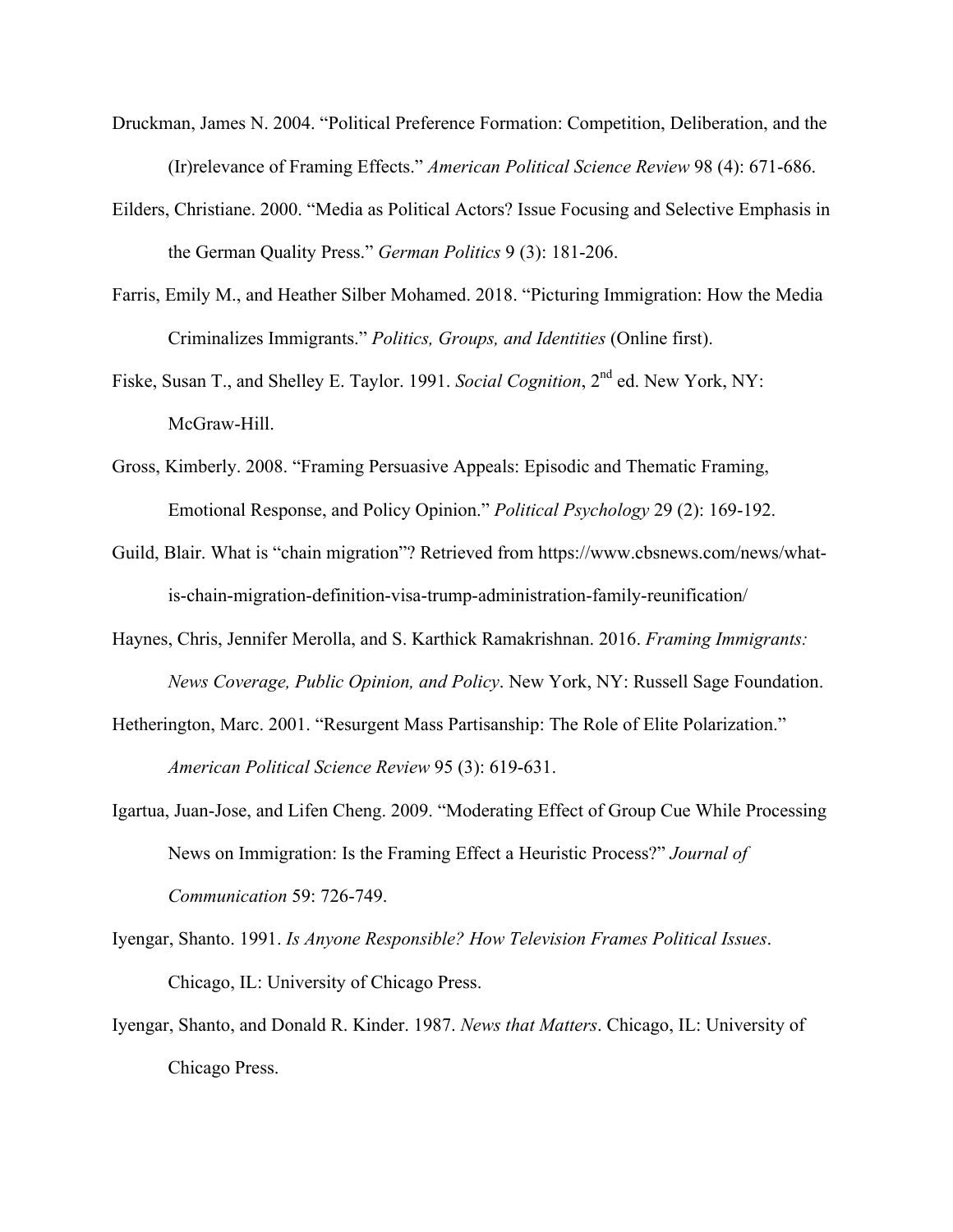Druckman, James N. 2004. "Political Preference Formation: Competition, Deliberation, and the (Ir)relevance of Framing Effects." *American Political Science Review* 98 (4): 671-686.

Eilders, Christiane. 2000. "Media as Political Actors? Issue Focusing and Selective Emphasis in the German Quality Press." *German Politics* 9 (3): 181-206.

Farris, Emily M., and Heather Silber Mohamed. 2018. "Picturing Immigration: How the Media Criminalizes Immigrants." *Politics, Groups, and Identities* (Online first).

Fiske, Susan T., and Shelley E. Taylor. 1991. *Social Cognition*, 2nd ed. New York, NY: McGraw-Hill.

Gross, Kimberly. 2008. "Framing Persuasive Appeals: Episodic and Thematic Framing, Emotional Response, and Policy Opinion." *Political Psychology* 29 (2): 169-192.

Guild, Blair. What is "chain migration"? Retrieved from https://www.cbsnews.com/news/what-is-chain-migration-definition-visa-trump-administration-family-reunification/

Haynes, Chris, Jennifer Merolla, and S. Karthick Ramakrishnan. 2016. *Framing Immigrants: News Coverage, Public Opinion, and Policy*. New York, NY: Russell Sage Foundation.

Hetherington, Marc. 2001. "Resurgent Mass Partisanship: The Role of Elite Polarization." *American Political Science Review* 95 (3): 619-631.

Igartua, Juan-Jose, and Lifen Cheng. 2009. "Moderating Effect of Group Cue While Processing News on Immigration: Is the Framing Effect a Heuristic Process?" *Journal of Communication* 59: 726-749.

Iyengar, Shanto. 1991. *Is Anyone Responsible? How Television Frames Political Issues*. Chicago, IL: University of Chicago Press.

Iyengar, Shanto, and Donald R. Kinder. 1987. *News that Matters*. Chicago, IL: University of Chicago Press.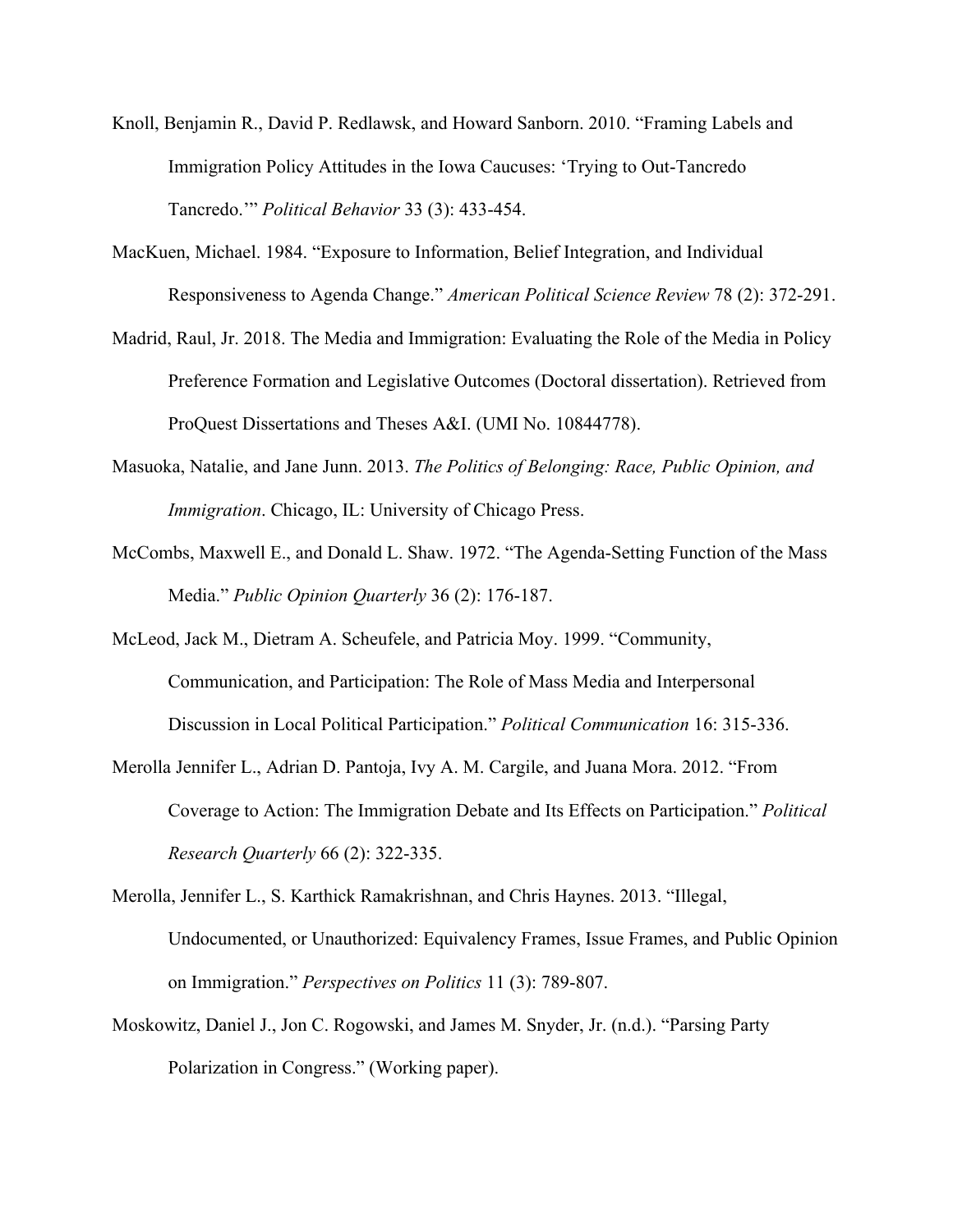Knoll, Benjamin R., David P. Redlawsk, and Howard Sanborn. 2010. "Framing Labels and Immigration Policy Attitudes in the Iowa Caucuses: 'Trying to Out-Tancredo Tancredo.'" *Political Behavior* 33 (3): 433-454.

MacKuen, Michael. 1984. "Exposure to Information, Belief Integration, and Individual Responsiveness to Agenda Change." *American Political Science Review* 78 (2): 372-291.

Madrid, Raul, Jr. 2018. The Media and Immigration: Evaluating the Role of the Media in Policy Preference Formation and Legislative Outcomes (Doctoral dissertation). Retrieved from ProQuest Dissertations and Theses A&I. (UMI No. 10844778).

Masuoka, Natalie, and Jane Junn. 2013. *The Politics of Belonging: Race, Public Opinion, and Immigration*. Chicago, IL: University of Chicago Press.

McCombs, Maxwell E., and Donald L. Shaw. 1972. "The Agenda-Setting Function of the Mass Media." *Public Opinion Quarterly* 36 (2): 176-187.

McLeod, Jack M., Dietram A. Scheufele, and Patricia Moy. 1999. "Community, Communication, and Participation: The Role of Mass Media and Interpersonal Discussion in Local Political Participation." *Political Communication* 16: 315-336.

Merolla Jennifer L., Adrian D. Pantoja, Ivy A. M. Cargile, and Juana Mora. 2012. "From Coverage to Action: The Immigration Debate and Its Effects on Participation." *Political Research Quarterly* 66 (2): 322-335.

Merolla, Jennifer L., S. Karthick Ramakrishnan, and Chris Haynes. 2013. "Illegal, Undocumented, or Unauthorized: Equivalency Frames, Issue Frames, and Public Opinion on Immigration." *Perspectives on Politics* 11 (3): 789-807.

Moskowitz, Daniel J., Jon C. Rogowski, and James M. Snyder, Jr. (n.d.). "Parsing Party Polarization in Congress." (Working paper).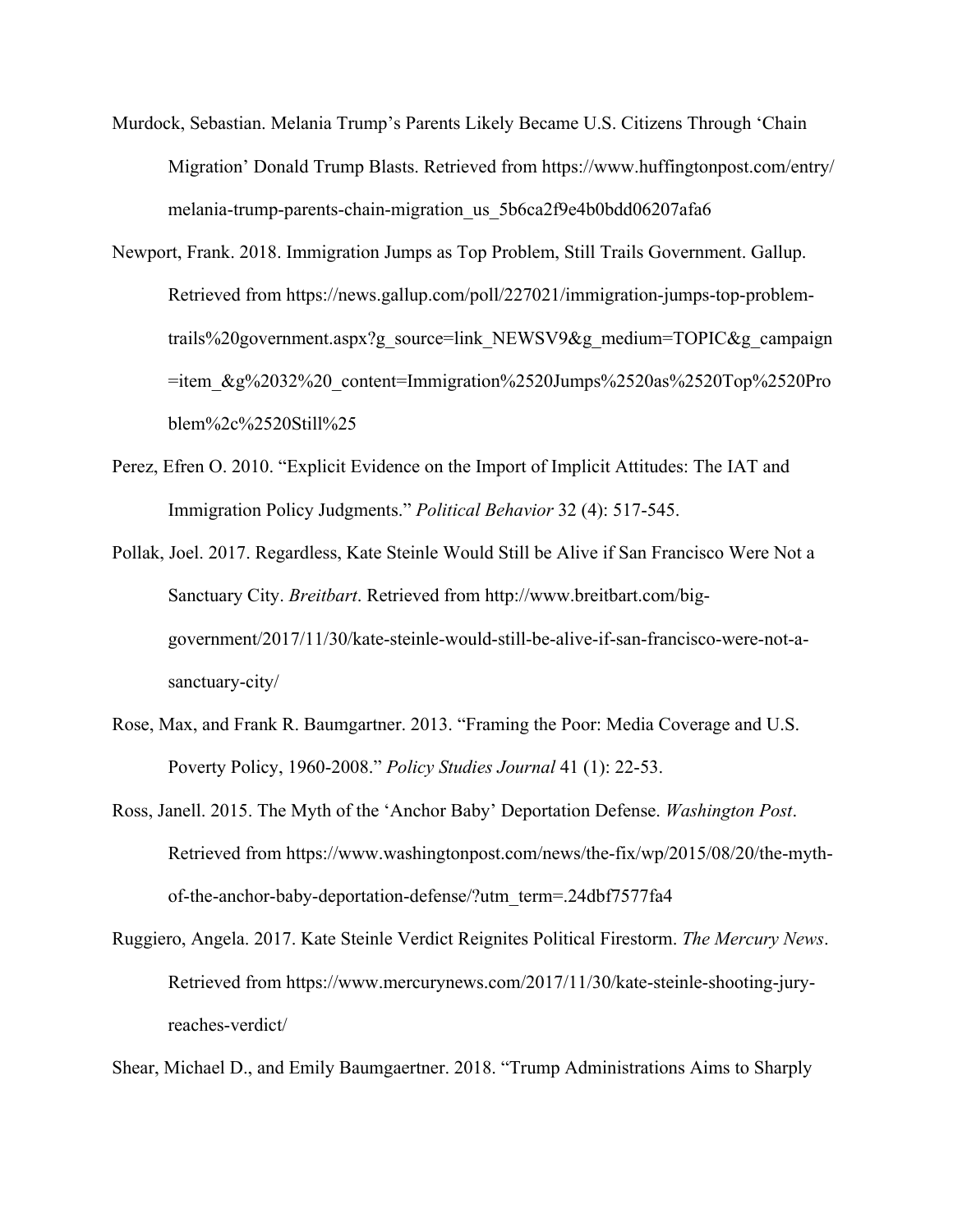Murdock, Sebastian. Melania Trump's Parents Likely Became U.S. Citizens Through 'Chain Migration' Donald Trump Blasts. Retrieved from https://www.huffingtonpost.com/entry/melania-trump-parents-chain-migration_us_5b6ca2f9e4b0bdd06207afa6

Newport, Frank. 2018. Immigration Jumps as Top Problem, Still Trails Government. Gallup. Retrieved from https://news.gallup.com/poll/227021/immigration-jumps-top-problem-trails%20government.aspx?g_source=link_NEWSV9&g_medium=TOPIC&g_campaign=item_&g%2032%20_content=Immigration%2520Jumps%2520as%2520Top%2520Problem%2c%2520Still%25

Perez, Efren O. 2010. "Explicit Evidence on the Import of Implicit Attitudes: The IAT and Immigration Policy Judgments." *Political Behavior* 32 (4): 517-545.

Pollak, Joel. 2017. Regardless, Kate Steinle Would Still be Alive if San Francisco Were Not a Sanctuary City. *Breitbart*. Retrieved from http://www.breitbart.com/big-government/2017/11/30/kate-steinle-would-still-be-alive-if-san-francisco-were-not-a-sanctuary-city/

Rose, Max, and Frank R. Baumgartner. 2013. "Framing the Poor: Media Coverage and U.S. Poverty Policy, 1960-2008." *Policy Studies Journal* 41 (1): 22-53.

Ross, Janell. 2015. The Myth of the 'Anchor Baby' Deportation Defense. *Washington Post*. Retrieved from https://www.washingtonpost.com/news/the-fix/wp/2015/08/20/the-myth-of-the-anchor-baby-deportation-defense/?utm_term=.24dbf7577fa4

Ruggiero, Angela. 2017. Kate Steinle Verdict Reignites Political Firestorm. *The Mercury News*. Retrieved from https://www.mercurynews.com/2017/11/30/kate-steinle-shooting-jury-reaches-verdict/

Shear, Michael D., and Emily Baumgaertner. 2018. "Trump Administrations Aims to Sharply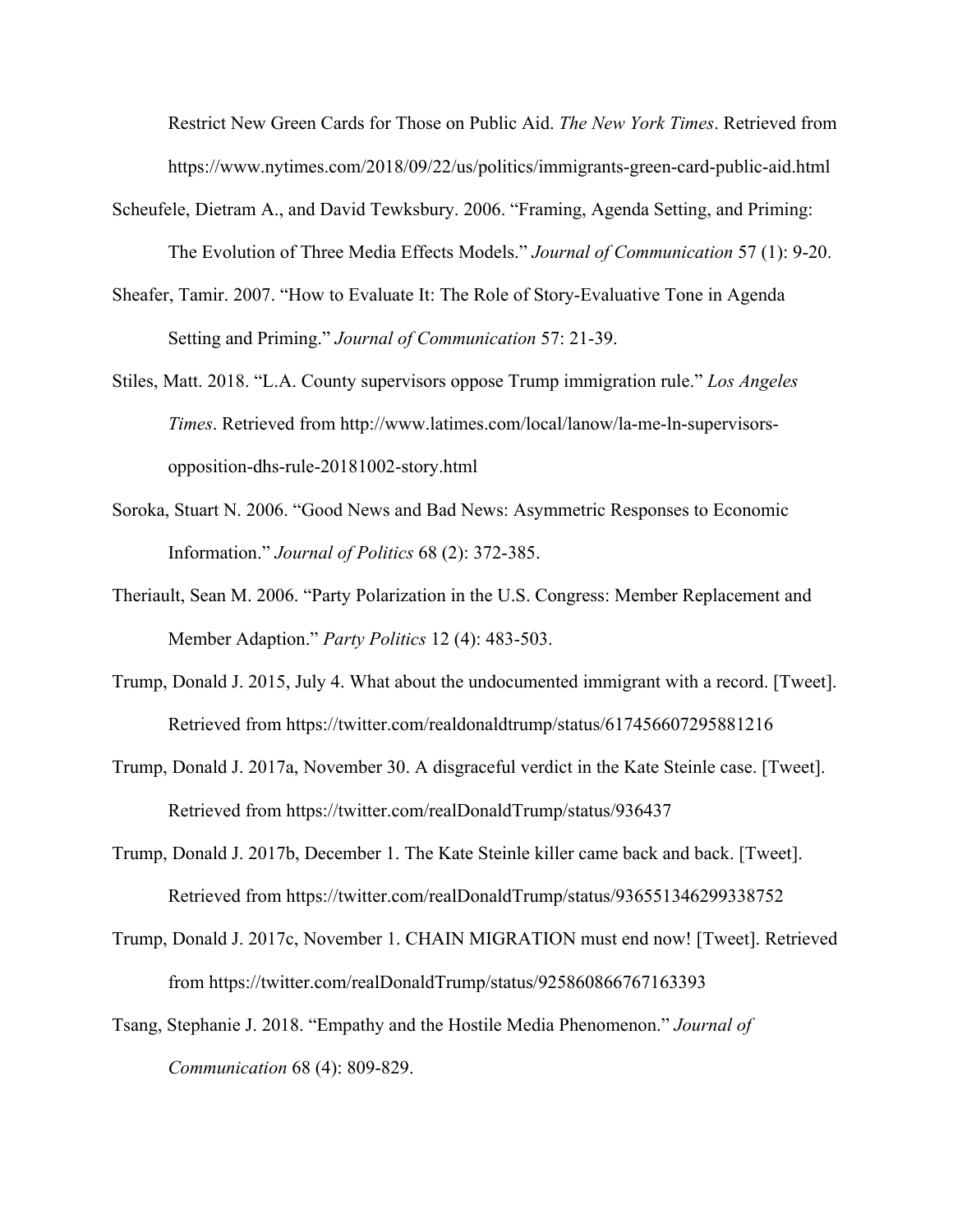Restrict New Green Cards for Those on Public Aid. *The New York Times*. Retrieved from https://www.nytimes.com/2018/09/22/us/politics/immigrants-green-card-public-aid.html

Scheufele, Dietram A., and David Tewksbury. 2006. “Framing, Agenda Setting, and Priming: The Evolution of Three Media Effects Models.” *Journal of Communication* 57 (1): 9-20.

Sheafer, Tamir. 2007. “How to Evaluate It: The Role of Story-Evaluative Tone in Agenda Setting and Priming.” *Journal of Communication* 57: 21-39.

Stiles, Matt. 2018. “L.A. County supervisors oppose Trump immigration rule.” *Los Angeles Times*. Retrieved from http://www.latimes.com/local/lanow/la-me-ln-supervisors-opposition-dhs-rule-20181002-story.html

Soroka, Stuart N. 2006. “Good News and Bad News: Asymmetric Responses to Economic Information.” *Journal of Politics* 68 (2): 372-385.

Theriault, Sean M. 2006. “Party Polarization in the U.S. Congress: Member Replacement and Member Adaption.” *Party Politics* 12 (4): 483-503.

Trump, Donald J. 2015, July 4. What about the undocumented immigrant with a record. [Tweet]. Retrieved from https://twitter.com/realdonaldtrump/status/617456607295881216

Trump, Donald J. 2017a, November 30. A disgraceful verdict in the Kate Steinle case. [Tweet]. Retrieved from https://twitter.com/realDonaldTrump/status/936437

Trump, Donald J. 2017b, December 1. The Kate Steinle killer came back and back. [Tweet]. Retrieved from https://twitter.com/realDonaldTrump/status/936551346299338752

Trump, Donald J. 2017c, November 1. CHAIN MIGRATION must end now! [Tweet]. Retrieved from https://twitter.com/realDonaldTrump/status/925860866767163393

Tsang, Stephanie J. 2018. “Empathy and the Hostile Media Phenomenon.” *Journal of Communication* 68 (4): 809-829.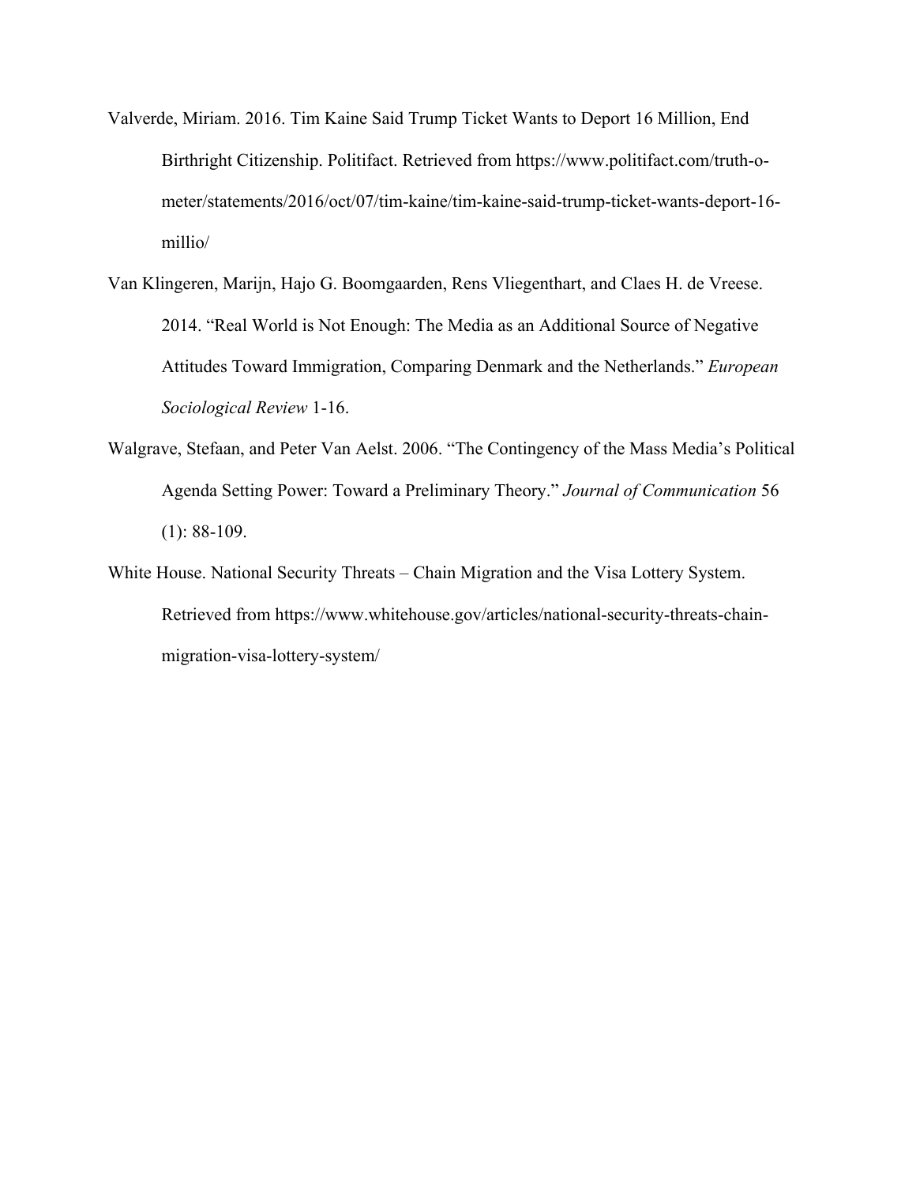Valverde, Miriam. 2016. Tim Kaine Said Trump Ticket Wants to Deport 16 Million, End Birthright Citizenship. Politifact. Retrieved from https://www.politifact.com/truth-o-meter/statements/2016/oct/07/tim-kaine/tim-kaine-said-trump-ticket-wants-deport-16-millio/

Van Klingeren, Marijn, Hajo G. Boomgaarden, Rens Vliegenthart, and Claes H. de Vreese. 2014. "Real World is Not Enough: The Media as an Additional Source of Negative Attitudes Toward Immigration, Comparing Denmark and the Netherlands." *European Sociological Review* 1-16.

Walgrave, Stefaan, and Peter Van Aelst. 2006. "The Contingency of the Mass Media's Political Agenda Setting Power: Toward a Preliminary Theory." *Journal of Communication* 56 (1): 88-109.

White House. National Security Threats – Chain Migration and the Visa Lottery System. Retrieved from https://www.whitehouse.gov/articles/national-security-threats-chain-migration-visa-lottery-system/